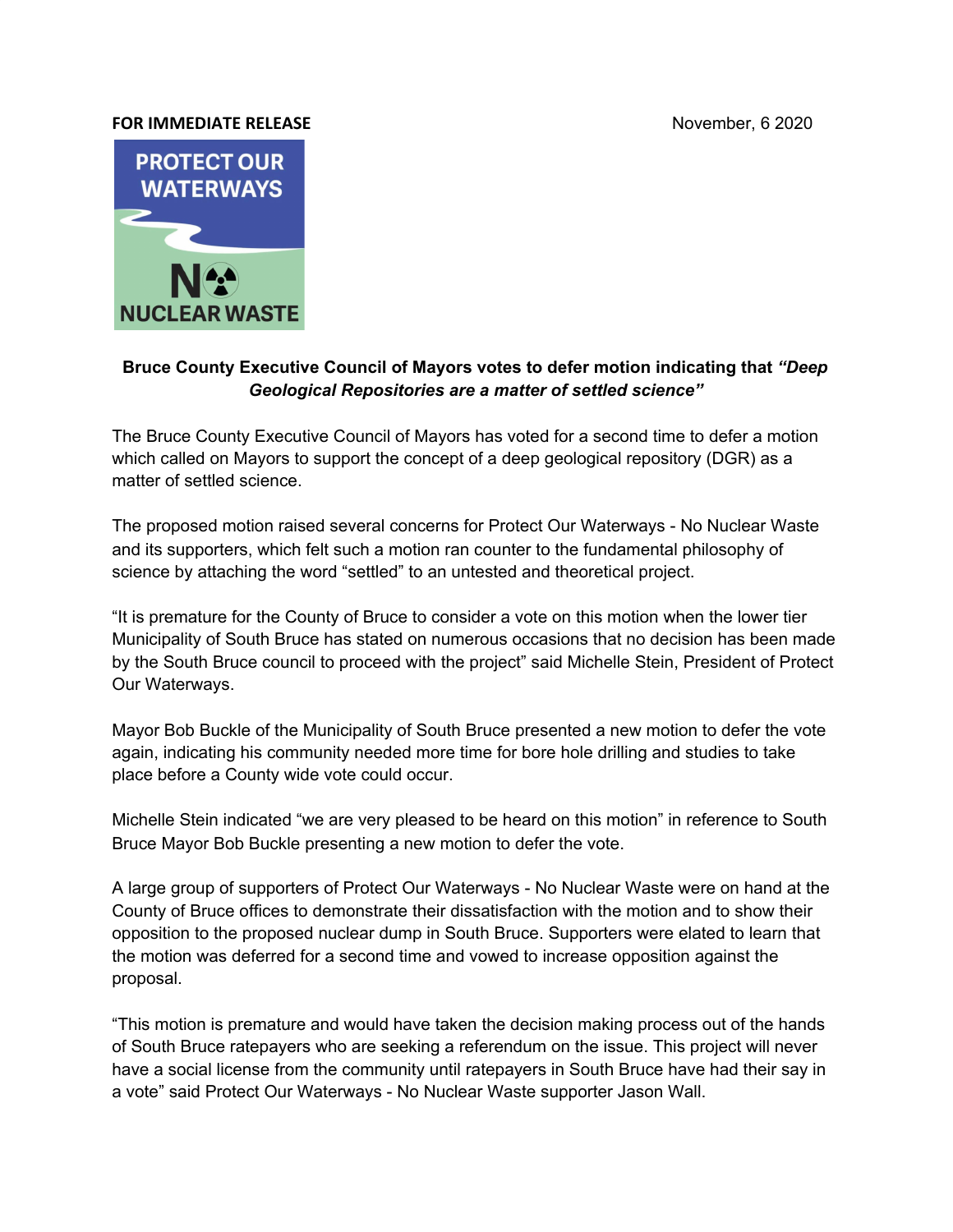**FOR IMMEDIATE RELEASE** November, 6 2020

PROTECT OUR WATERWAYS

NO NUCLEAR WASTE

**Bruce County Executive Council of Mayors votes to defer motion indicating that *"Deep Geological Repositories are a matter of settled science"***

The Bruce County Executive Council of Mayors has voted for a second time to defer a motion which called on Mayors to support the concept of a deep geological repository (DGR) as a matter of settled science.

The proposed motion raised several concerns for Protect Our Waterways - No Nuclear Waste and its supporters, which felt such a motion ran counter to the fundamental philosophy of science by attaching the word "settled" to an untested and theoretical project.

"It is premature for the County of Bruce to consider a vote on this motion when the lower tier Municipality of South Bruce has stated on numerous occasions that no decision has been made by the South Bruce council to proceed with the project" said Michelle Stein, President of Protect Our Waterways.

Mayor Bob Buckle of the Municipality of South Bruce presented a new motion to defer the vote again, indicating his community needed more time for bore hole drilling and studies to take place before a County wide vote could occur.

Michelle Stein indicated "we are very pleased to be heard on this motion" in reference to South Bruce Mayor Bob Buckle presenting a new motion to defer the vote.

A large group of supporters of Protect Our Waterways - No Nuclear Waste were on hand at the County of Bruce offices to demonstrate their dissatisfaction with the motion and to show their opposition to the proposed nuclear dump in South Bruce. Supporters were elated to learn that the motion was deferred for a second time and vowed to increase opposition against the proposal.

"This motion is premature and would have taken the decision making process out of the hands of South Bruce ratepayers who are seeking a referendum on the issue. This project will never have a social license from the community until ratepayers in South Bruce have had their say in a vote" said Protect Our Waterways - No Nuclear Waste supporter Jason Wall.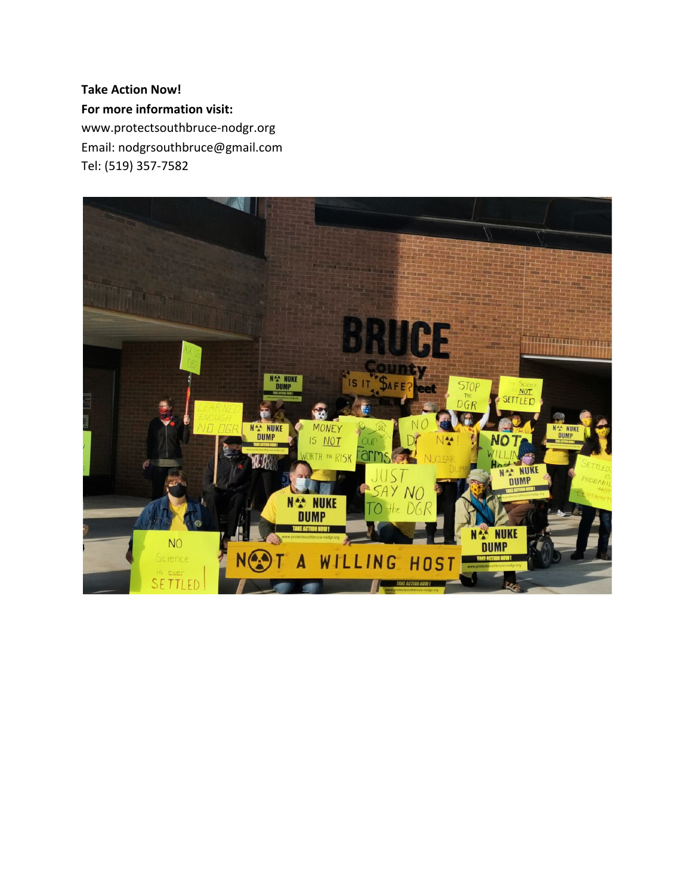**Take Action Now!**

**For more information visit:**

www.protectsouthbruce-nodgr.org

Email: nodgrsouthbruce@gmail.com

Tel: (519) 357-7582